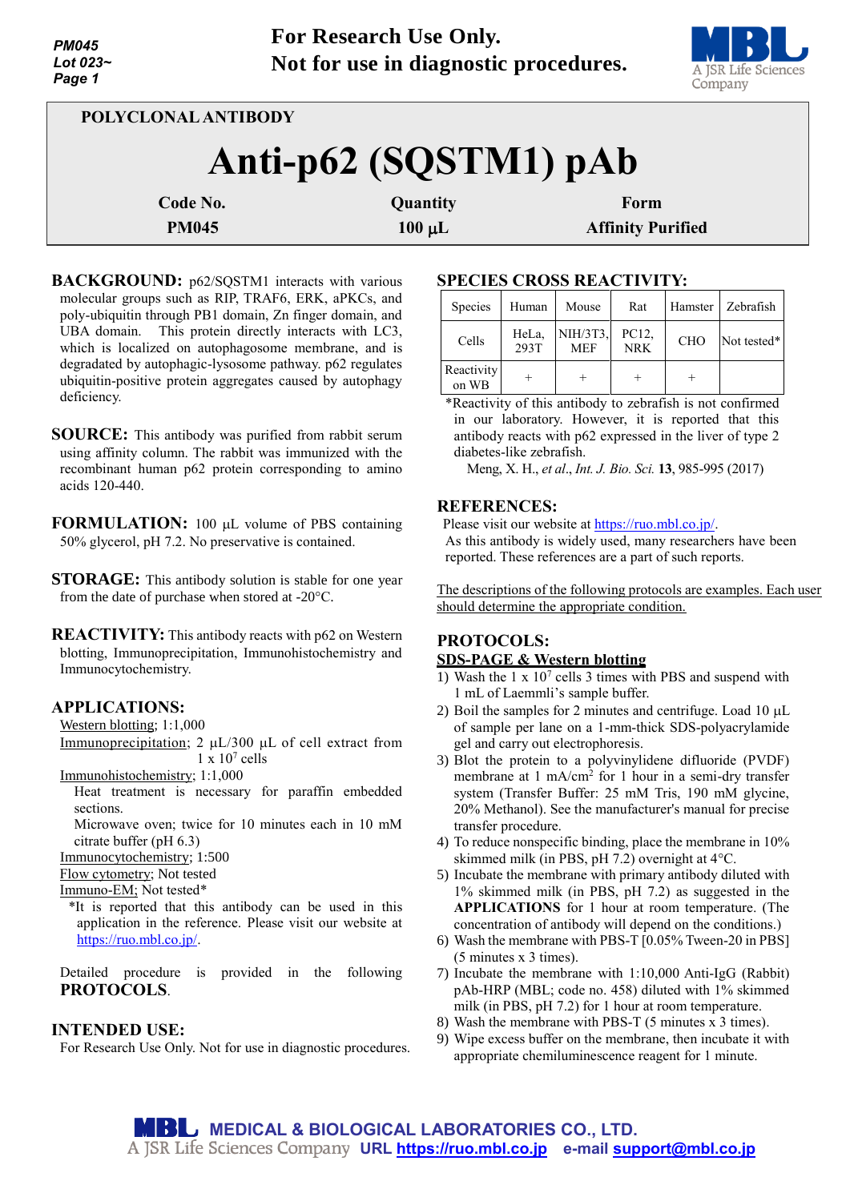**For Research Use Only.**
**Not for use in diagnostic procedures.**

POLYCLONAL ANTIBODY

# Anti-p62 (SQSTM1) pAb

| Code No. | Quantity | Form |
|---|---|---|
| PM045 | 100 µL | Affinity Purified |

**BACKGROUND:** p62/SQSTM1 interacts with various molecular groups such as RIP, TRAF6, ERK, aPKCs, and poly-ubiquitin through PB1 domain, Zn finger domain, and UBA domain. This protein directly interacts with LC3, which is localized on autophagosome membrane, and is degradated by autophagic-lysosome pathway. p62 regulates ubiquitin-positive protein aggregates caused by autophagy deficiency.

**SOURCE:** This antibody was purified from rabbit serum using affinity column. The rabbit was immunized with the recombinant human p62 protein corresponding to amino acids 120-440.

**FORMULATION:** 100 µL volume of PBS containing 50% glycerol, pH 7.2. No preservative is contained.

**STORAGE:** This antibody solution is stable for one year from the date of purchase when stored at -20°C.

**REACTIVITY:** This antibody reacts with p62 on Western blotting, Immunoprecipitation, Immunohistochemistry and Immunocytochemistry.

**APPLICATIONS:**

Western blotting; 1:1,000

Immunoprecipitation; 2 µL/300 µL of cell extract from 1 x $10^7$ cells

Immunohistochemistry; 1:1,000

Heat treatment is necessary for paraffin embedded sections.

Microwave oven; twice for 10 minutes each in 10 mM citrate buffer (pH 6.3)

Immunocytochemistry; 1:500

Flow cytometry; Not tested

Immuno-EM; Not tested*

*It is reported that this antibody can be used in this application in the reference. Please visit our website at https://ruo.mbl.co.jp/.

Detailed procedure is provided in the following **PROTOCOLS**.

**INTENDED USE:**

For Research Use Only. Not for use in diagnostic procedures.

**SPECIES CROSS REACTIVITY:**

| Species | Human | Mouse | Rat | Hamster | Zebrafish |
|---|---|---|---|---|---|
| Cells | HeLa, 293T | NIH/3T3, MEF | PC12, NRK | CHO | Not tested* |
| Reactivity on WB | + | + | + | + | |

*Reactivity of this antibody to zebrafish is not confirmed in our laboratory. However, it is reported that this antibody reacts with p62 expressed in the liver of type 2 diabetes-like zebrafish.

Meng, X. H., *et al*., *Int. J. Bio. Sci.* **13**, 985-995 (2017)

**REFERENCES:**

Please visit our website at https://ruo.mbl.co.jp/.

As this antibody is widely used, many researchers have been reported. These references are a part of such reports.

The descriptions of the following protocols are examples. Each user should determine the appropriate condition.

**PROTOCOLS:**

**SDS-PAGE & Western blotting**

1) Wash the 1 x $10^7$ cells 3 times with PBS and suspend with 1 mL of Laemmli's sample buffer.
2) Boil the samples for 2 minutes and centrifuge. Load 10 µL of sample per lane on a 1-mm-thick SDS-polyacrylamide gel and carry out electrophoresis.
3) Blot the protein to a polyvinylidene difluoride (PVDF) membrane at 1 mA/cm$^2$ for 1 hour in a semi-dry transfer system (Transfer Buffer: 25 mM Tris, 190 mM glycine, 20% Methanol). See the manufacturer's manual for precise transfer procedure.
4) To reduce nonspecific binding, place the membrane in 10% skimmed milk (in PBS, pH 7.2) overnight at 4°C.
5) Incubate the membrane with primary antibody diluted with 1% skimmed milk (in PBS, pH 7.2) as suggested in the **APPLICATIONS** for 1 hour at room temperature. (The concentration of antibody will depend on the conditions.)
6) Wash the membrane with PBS-T [0.05% Tween-20 in PBS] (5 minutes x 3 times).
7) Incubate the membrane with 1:10,000 Anti-IgG (Rabbit) pAb-HRP (MBL; code no. 458) diluted with 1% skimmed milk (in PBS, pH 7.2) for 1 hour at room temperature.
8) Wash the membrane with PBS-T (5 minutes x 3 times).
9) Wipe excess buffer on the membrane, then incubate it with appropriate chemiluminescence reagent for 1 minute.

**MEDICAL & BIOLOGICAL LABORATORIES CO., LTD.**
A JSR Life Sciences Company URL https://ruo.mbl.co.jp e-mail support@mbl.co.jp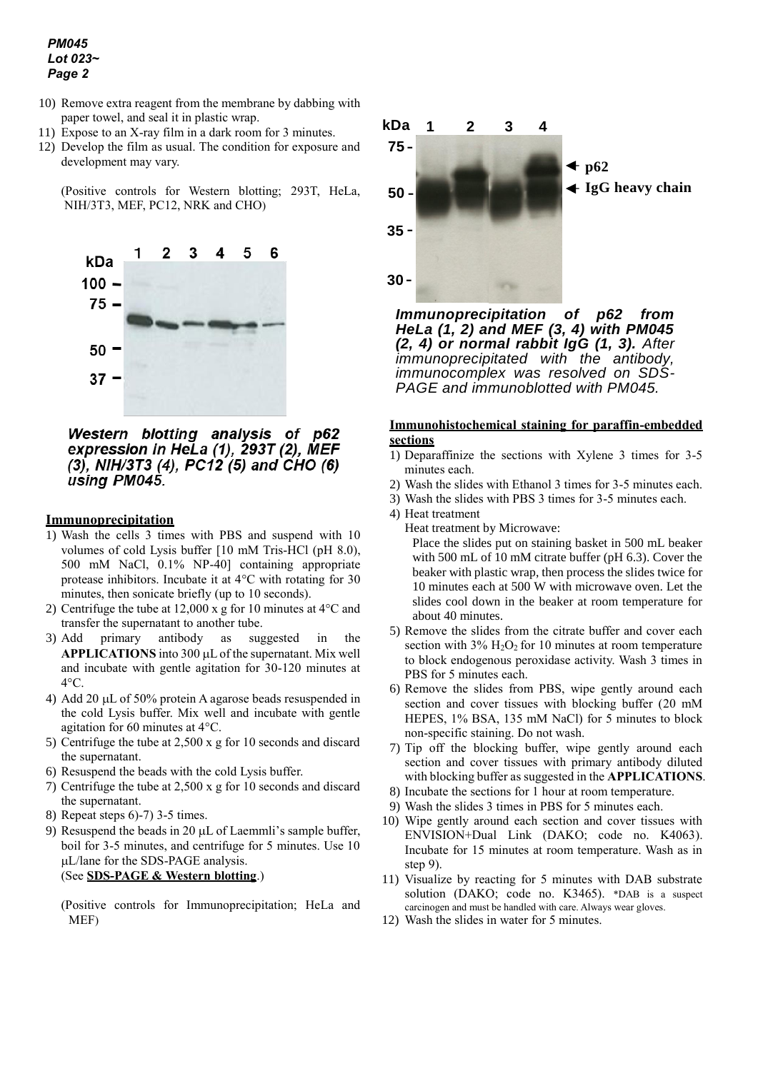10) Remove extra reagent from the membrane by dabbing with paper towel, and seal it in plastic wrap.
11) Expose to an X-ray film in a dark room for 3 minutes.
12) Develop the film as usual. The condition for exposure and development may vary.

(Positive controls for Western blotting; 293T, HeLa, NIH/3T3, MEF, PC12, NRK and CHO)

***Western blotting analysis of p62 expression in HeLa (1), 293T (2), MEF (3), NIH/3T3 (4), PC12 (5) and CHO (6) using PM045.***

**Immunoprecipitation**

1) Wash the cells 3 times with PBS and suspend with 10 volumes of cold Lysis buffer [10 mM Tris-HCl (pH 8.0), 500 mM NaCl, 0.1% NP-40] containing appropriate protease inhibitors. Incubate it at 4°C with rotating for 30 minutes, then sonicate briefly (up to 10 seconds).
2) Centrifuge the tube at 12,000 x g for 10 minutes at 4°C and transfer the supernatant to another tube.
3) Add primary antibody as suggested in the **APPLICATIONS** into 300 µL of the supernatant. Mix well and incubate with gentle agitation for 30-120 minutes at 4°C.
4) Add 20 µL of 50% protein A agarose beads resuspended in the cold Lysis buffer. Mix well and incubate with gentle agitation for 60 minutes at 4°C.
5) Centrifuge the tube at 2,500 x g for 10 seconds and discard the supernatant.
6) Resuspend the beads with the cold Lysis buffer.
7) Centrifuge the tube at 2,500 x g for 10 seconds and discard the supernatant.
8) Repeat steps 6)-7) 3-5 times.
9) Resuspend the beads in 20 µL of Laemmli's sample buffer, boil for 3-5 minutes, and centrifuge for 5 minutes. Use 10 µL/lane for the SDS-PAGE analysis.
(See **SDS-PAGE & Western blotting**.)

(Positive controls for Immunoprecipitation; HeLa and MEF)

***Immunoprecipitation of p62 from HeLa (1, 2) and MEF (3, 4) with PM045 (2, 4) or normal rabbit IgG (1, 3).*** *After immunoprecipitated with the antibody, immunocomplex was resolved on SDS-PAGE and immunoblotted with PM045.*

**Immunohistochemical staining for paraffin-embedded sections**

1) Deparaffinize the sections with Xylene 3 times for 3-5 minutes each.
2) Wash the slides with Ethanol 3 times for 3-5 minutes each.
3) Wash the slides with PBS 3 times for 3-5 minutes each.
4) Heat treatment
   Heat treatment by Microwave:
   Place the slides put on staining basket in 500 mL beaker with 500 mL of 10 mM citrate buffer (pH 6.3). Cover the beaker with plastic wrap, then process the slides twice for 10 minutes each at 500 W with microwave oven. Let the slides cool down in the beaker at room temperature for about 40 minutes.
5) Remove the slides from the citrate buffer and cover each section with 3% $H_2O_2$ for 10 minutes at room temperature to block endogenous peroxidase activity. Wash 3 times in PBS for 5 minutes each.
6) Remove the slides from PBS, wipe gently around each section and cover tissues with blocking buffer (20 mM HEPES, 1% BSA, 135 mM NaCl) for 5 minutes to block non-specific staining. Do not wash.
7) Tip off the blocking buffer, wipe gently around each section and cover tissues with primary antibody diluted with blocking buffer as suggested in the **APPLICATIONS**.
8) Incubate the sections for 1 hour at room temperature.
9) Wash the slides 3 times in PBS for 5 minutes each.
10) Wipe gently around each section and cover tissues with ENVISION+Dual Link (DAKO; code no. K4063). Incubate for 15 minutes at room temperature. Wash as in step 9).
11) Visualize by reacting for 5 minutes with DAB substrate solution (DAKO; code no. K3465). *DAB is a suspect carcinogen and must be handled with care. Always wear gloves.
12) Wash the slides in water for 5 minutes.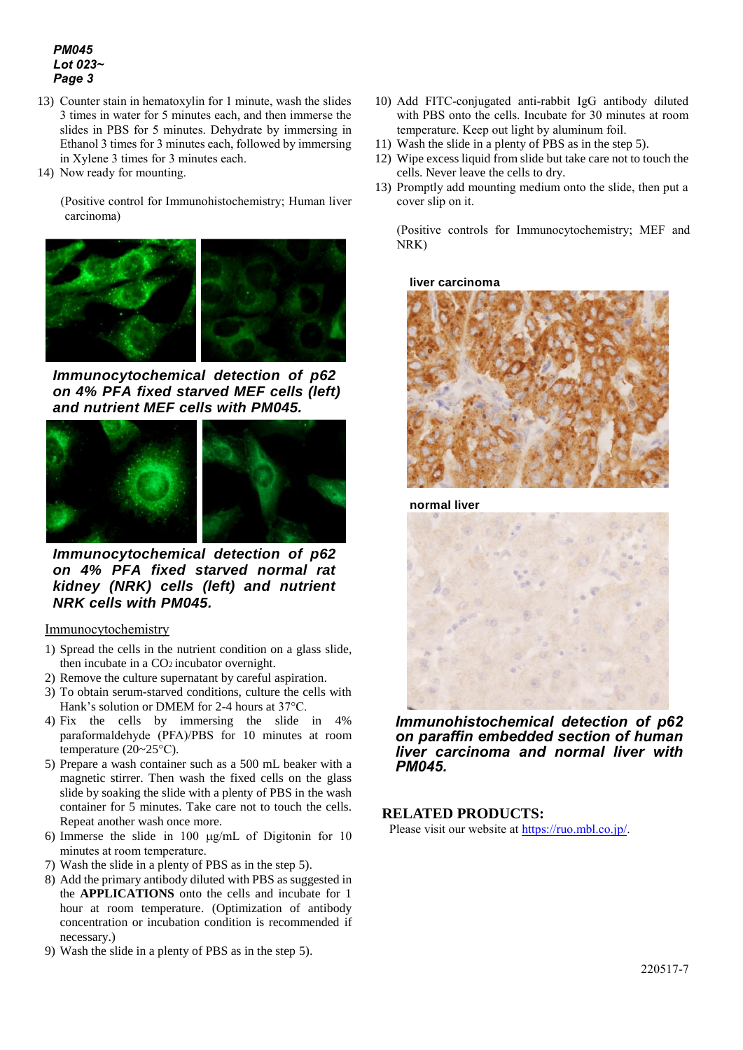13) Counter stain in hematoxylin for 1 minute, wash the slides 3 times in water for 5 minutes each, and then immerse the slides in PBS for 5 minutes. Dehydrate by immersing in Ethanol 3 times for 3 minutes each, followed by immersing in Xylene 3 times for 3 minutes each.
14) Now ready for mounting.

(Positive control for Immunohistochemistry; Human liver carcinoma)

***Immunocytochemical detection of p62 on 4% PFA fixed starved MEF cells (left) and nutrient MEF cells with PM045.***

***Immunocytochemical detection of p62 on 4% PFA fixed starved normal rat kidney (NRK) cells (left) and nutrient NRK cells with PM045.***

Immunocytochemistry

1) Spread the cells in the nutrient condition on a glass slide, then incubate in a $CO_2$ incubator overnight.
2) Remove the culture supernatant by careful aspiration.
3) To obtain serum-starved conditions, culture the cells with Hank's solution or DMEM for 2-4 hours at 37°C.
4) Fix the cells by immersing the slide in 4% paraformaldehyde (PFA)/PBS for 10 minutes at room temperature (20~25°C).
5) Prepare a wash container such as a 500 mL beaker with a magnetic stirrer. Then wash the fixed cells on the glass slide by soaking the slide with a plenty of PBS in the wash container for 5 minutes. Take care not to touch the cells. Repeat another wash once more.
6) Immerse the slide in 100 μg/mL of Digitonin for 10 minutes at room temperature.
7) Wash the slide in a plenty of PBS as in the step 5).
8) Add the primary antibody diluted with PBS as suggested in the **APPLICATIONS** onto the cells and incubate for 1 hour at room temperature. (Optimization of antibody concentration or incubation condition is recommended if necessary.)
9) Wash the slide in a plenty of PBS as in the step 5).
10) Add FITC-conjugated anti-rabbit IgG antibody diluted with PBS onto the cells. Incubate for 30 minutes at room temperature. Keep out light by aluminum foil.
11) Wash the slide in a plenty of PBS as in the step 5).
12) Wipe excess liquid from slide but take care not to touch the cells. Never leave the cells to dry.
13) Promptly add mounting medium onto the slide, then put a cover slip on it.

(Positive controls for Immunocytochemistry; MEF and NRK)

liver carcinoma

normal liver

***Immunohistochemical detection of p62 on paraffin embedded section of human liver carcinoma and normal liver with PM045.***

## RELATED PRODUCTS:

Please visit our website at https://ruo.mbl.co.jp/.